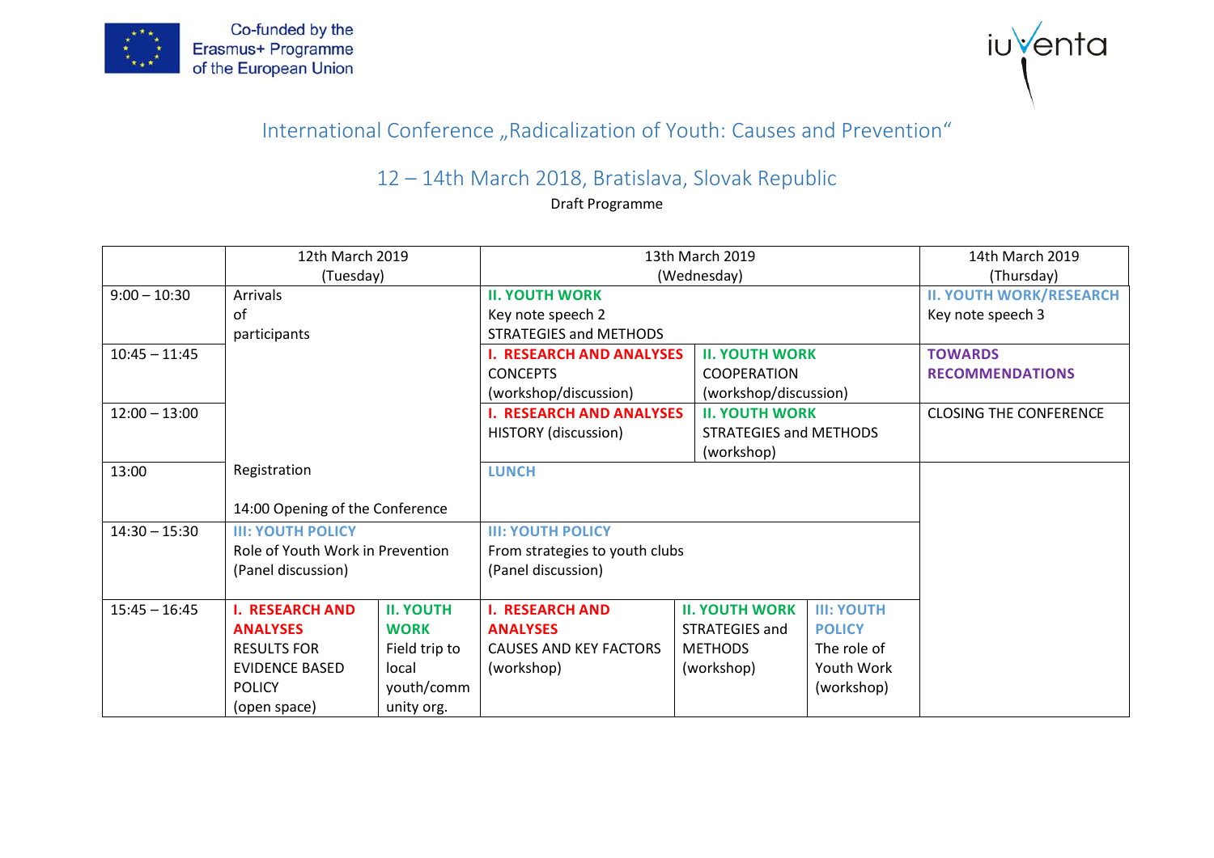Co-funded by the Erasmus+ Programme of the European Union

iuventa

# International Conference „Radicalization of Youth: Causes and Prevention"

## 12 – 14th March 2018, Bratislava, Slovak Republic

Draft Programme

| | 12th March 2019 (Tuesday) | | 13th March 2019 (Wednesday) | | | 14th March 2019 (Thursday) |
|---|---|---|---|---|---|---|
| 9:00 – 10:30 | Arrivals of participants | | **II. YOUTH WORK** Key note speech 2 STRATEGIES and METHODS | | | **II. YOUTH WORK/RESEARCH** Key note speech 3 |
| 10:45 – 11:45 | | | **I. RESEARCH AND ANALYSES** CONCEPTS (workshop/discussion) | **II. YOUTH WORK** COOPERATION (workshop/discussion) | | **TOWARDS RECOMMENDATIONS** |
| 12:00 – 13:00 | | | **I. RESEARCH AND ANALYSES** HISTORY (discussion) | **II. YOUTH WORK** STRATEGIES and METHODS (workshop) | | CLOSING THE CONFERENCE |
| 13:00 | Registration<br><br>14:00 Opening of the Conference | | **LUNCH** | | | |
| 14:30 – 15:30 | **III: YOUTH POLICY** Role of Youth Work in Prevention (Panel discussion) | | **III: YOUTH POLICY** From strategies to youth clubs (Panel discussion) | | | |
| 15:45 – 16:45 | **I. RESEARCH AND ANALYSES** RESULTS FOR EVIDENCE BASED POLICY (open space) | **II. YOUTH WORK** Field trip to local youth/community org. | **I. RESEARCH AND ANALYSES** CAUSES AND KEY FACTORS (workshop) | **II. YOUTH WORK** STRATEGIES and METHODS (workshop) | **III: YOUTH POLICY** The role of Youth Work (workshop) | |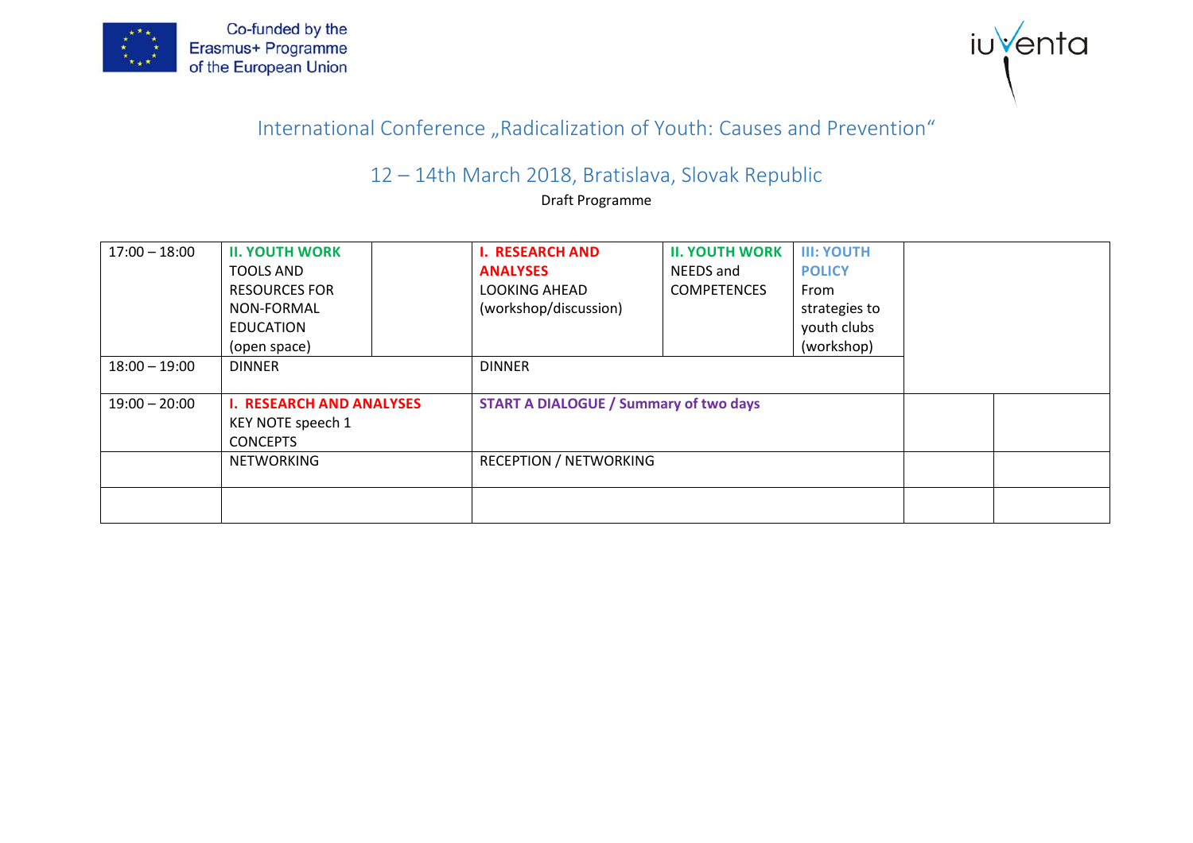Co-funded by the Erasmus+ Programme of the European Union

iuventa

## International Conference „Radicalization of Youth: Causes and Prevention"

### 12 – 14th March 2018, Bratislava, Slovak Republic

Draft Programme

| | | | | | | | |
|---|---|---|---|---|---|---|---|
| 17:00 – 18:00 | **II. YOUTH WORK** TOOLS AND RESOURCES FOR NON-FORMAL EDUCATION (open space) | | **I. RESEARCH AND ANALYSES** LOOKING AHEAD (workshop/discussion) | **II. YOUTH WORK** NEEDS and COMPETENCES | **III: YOUTH POLICY** From strategies to youth clubs (workshop) | | |
| 18:00 – 19:00 | DINNER | | DINNER | | | | |
| 19:00 – 20:00 | **I. RESEARCH AND ANALYSES** KEY NOTE speech 1 CONCEPTS | | **START A DIALOGUE / Summary of two days** | | | | |
| | NETWORKING | | RECEPTION / NETWORKING | | | | |
| | | | | | | | |